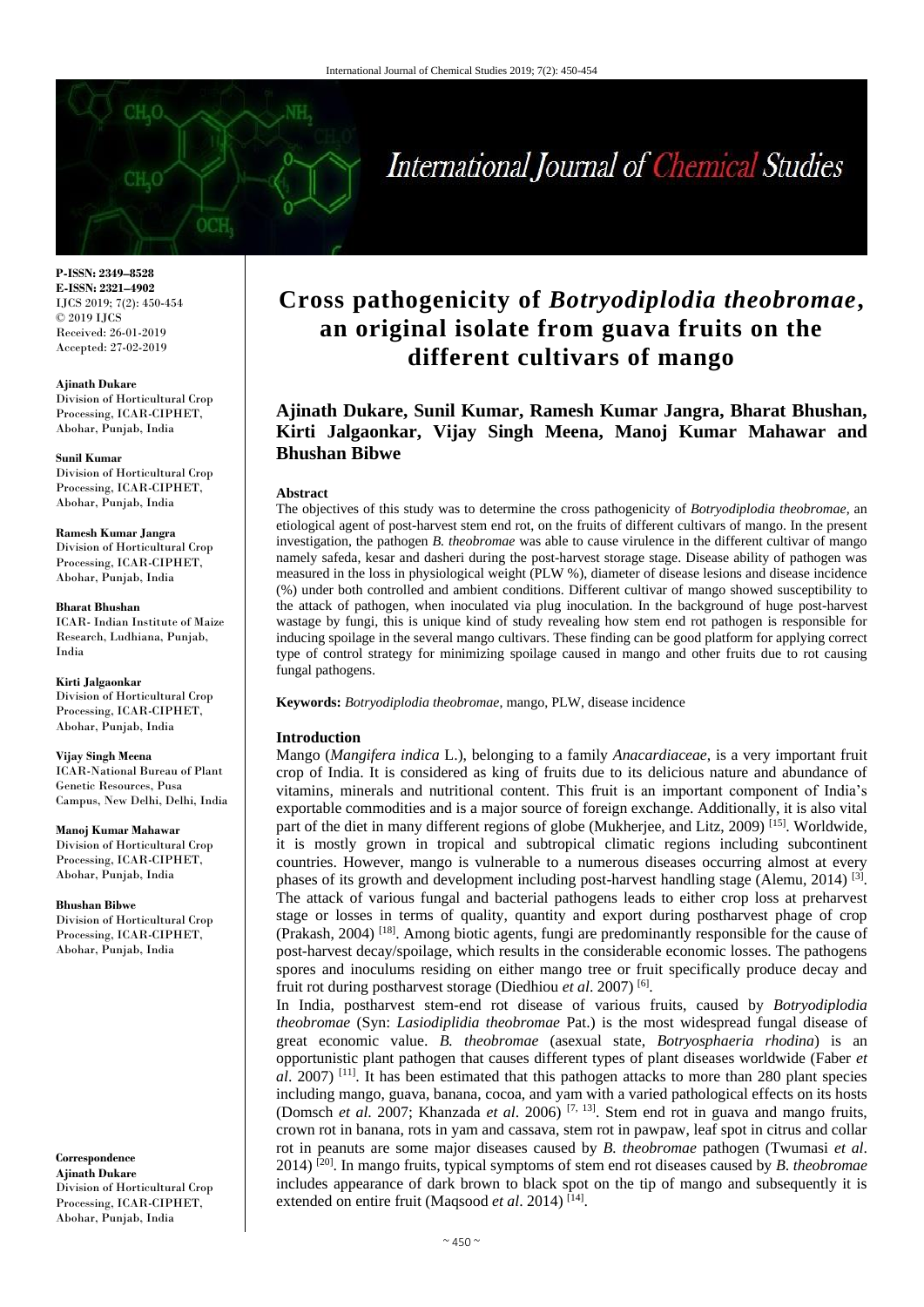**P-ISSN: 2349–8528**
**E-ISSN: 2321–4902**
IJCS 2019; 7(2): 450-454
© 2019 IJCS
Received: 26-01-2019
Accepted: 27-02-2019

**Ajinath Dukare**
Division of Horticultural Crop Processing, ICAR-CIPHET, Abohar, Punjab, India

**Sunil Kumar**
Division of Horticultural Crop Processing, ICAR-CIPHET, Abohar, Punjab, India

**Ramesh Kumar Jangra**
Division of Horticultural Crop Processing, ICAR-CIPHET, Abohar, Punjab, India

**Bharat Bhushan**
ICAR- Indian Institute of Maize Research, Ludhiana, Punjab, India

**Kirti Jalgaonkar**
Division of Horticultural Crop Processing, ICAR-CIPHET, Abohar, Punjab, India

**Vijay Singh Meena**
ICAR-National Bureau of Plant Genetic Resources, Pusa Campus, New Delhi, Delhi, India

**Manoj Kumar Mahawar**
Division of Horticultural Crop Processing, ICAR-CIPHET, Abohar, Punjab, India

**Bhushan Bibwe**
Division of Horticultural Crop Processing, ICAR-CIPHET, Abohar, Punjab, India

**Correspondence**
**Ajinath Dukare**
Division of Horticultural Crop Processing, ICAR-CIPHET, Abohar, Punjab, India

# Cross pathogenicity of *Botryodiplodia theobromae*, an original isolate from guava fruits on the different cultivars of mango

**Ajinath Dukare, Sunil Kumar, Ramesh Kumar Jangra, Bharat Bhushan, Kirti Jalgaonkar, Vijay Singh Meena, Manoj Kumar Mahawar and Bhushan Bibwe**

## Abstract

The objectives of this study was to determine the cross pathogenicity of *Botryodiplodia theobromae*, an etiological agent of post-harvest stem end rot, on the fruits of different cultivars of mango. In the present investigation, the pathogen *B. theobromae* was able to cause virulence in the different cultivar of mango namely safeda, kesar and dasheri during the post-harvest storage stage. Disease ability of pathogen was measured in the loss in physiological weight (PLW %), diameter of disease lesions and disease incidence (%) under both controlled and ambient conditions. Different cultivar of mango showed susceptibility to the attack of pathogen, when inoculated via plug inoculation. In the background of huge post-harvest wastage by fungi, this is unique kind of study revealing how stem end rot pathogen is responsible for inducing spoilage in the several mango cultivars. These finding can be good platform for applying correct type of control strategy for minimizing spoilage caused in mango and other fruits due to rot causing fungal pathogens.

**Keywords:** *Botryodiplodia theobromae*, mango, PLW, disease incidence

## Introduction

Mango (*Mangifera indica* L.), belonging to a family *Anacardiaceae*, is a very important fruit crop of India. It is considered as king of fruits due to its delicious nature and abundance of vitamins, minerals and nutritional content. This fruit is an important component of India's exportable commodities and is a major source of foreign exchange. Additionally, it is also vital part of the diet in many different regions of globe (Mukherjee, and Litz, 2009) [15]. Worldwide, it is mostly grown in tropical and subtropical climatic regions including subcontinent countries. However, mango is vulnerable to a numerous diseases occurring almost at every phases of its growth and development including post-harvest handling stage (Alemu, 2014) [3]. The attack of various fungal and bacterial pathogens leads to either crop loss at preharvest stage or losses in terms of quality, quantity and export during postharvest phage of crop (Prakash, 2004) [18]. Among biotic agents, fungi are predominantly responsible for the cause of post-harvest decay/spoilage, which results in the considerable economic losses. The pathogens spores and inoculums residing on either mango tree or fruit specifically produce decay and fruit rot during postharvest storage (Diedhiou *et al*. 2007) [6].

In India, postharvest stem-end rot disease of various fruits, caused by *Botryodiplodia theobromae* (Syn: *Lasiodiplidia theobromae* Pat.) is the most widespread fungal disease of great economic value. *B. theobromae* (asexual state, *Botryosphaeria rhodina*) is an opportunistic plant pathogen that causes different types of plant diseases worldwide (Faber *et al*. 2007) [11]. It has been estimated that this pathogen attacks to more than 280 plant species including mango, guava, banana, cocoa, and yam with a varied pathological effects on its hosts (Domsch *et al*. 2007; Khanzada *et al*. 2006) [7, 13]. Stem end rot in guava and mango fruits, crown rot in banana, rots in yam and cassava, stem rot in pawpaw, leaf spot in citrus and collar rot in peanuts are some major diseases caused by *B. theobromae* pathogen (Twumasi *et al*. 2014) [20]. In mango fruits, typical symptoms of stem end rot diseases caused by *B. theobromae* includes appearance of dark brown to black spot on the tip of mango and subsequently it is extended on entire fruit (Maqsood *et al*. 2014) [14].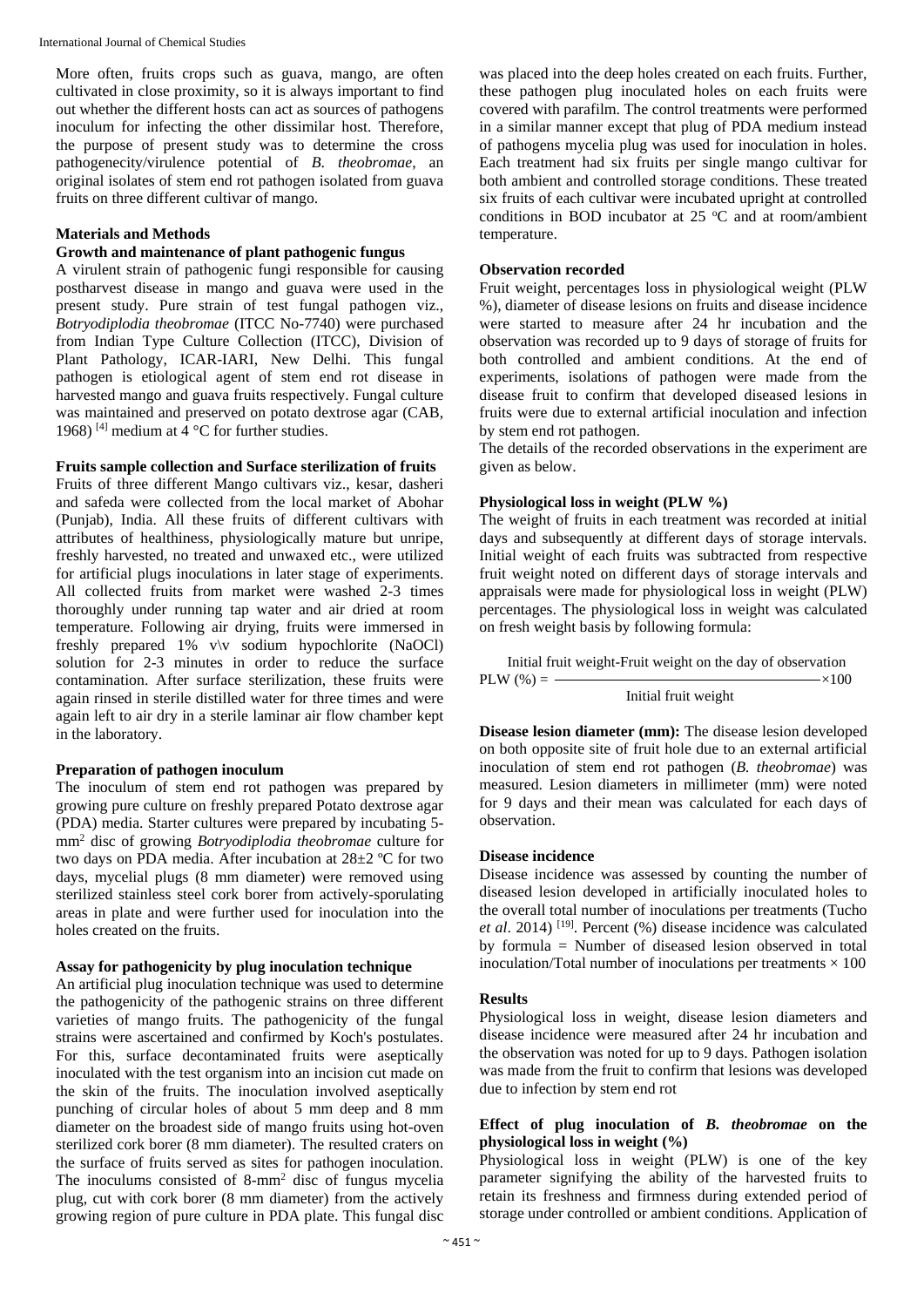More often, fruits crops such as guava, mango, are often cultivated in close proximity, so it is always important to find out whether the different hosts can act as sources of pathogens inoculum for infecting the other dissimilar host. Therefore, the purpose of present study was to determine the cross pathogenecity/virulence potential of *B. theobromae*, an original isolates of stem end rot pathogen isolated from guava fruits on three different cultivar of mango.

## Materials and Methods

### Growth and maintenance of plant pathogenic fungus

A virulent strain of pathogenic fungi responsible for causing postharvest disease in mango and guava were used in the present study. Pure strain of test fungal pathogen viz., *Botryodiplodia theobromae* (ITCC No-7740) were purchased from Indian Type Culture Collection (ITCC), Division of Plant Pathology, ICAR-IARI, New Delhi. This fungal pathogen is etiological agent of stem end rot disease in harvested mango and guava fruits respectively. Fungal culture was maintained and preserved on potato dextrose agar (CAB, 1968) [4] medium at 4 °C for further studies.

### Fruits sample collection and Surface sterilization of fruits

Fruits of three different Mango cultivars viz., kesar, dasheri and safeda were collected from the local market of Abohar (Punjab), India. All these fruits of different cultivars with attributes of healthiness, physiologically mature but unripe, freshly harvested, no treated and unwaxed etc., were utilized for artificial plugs inoculations in later stage of experiments. All collected fruits from market were washed 2-3 times thoroughly under running tap water and air dried at room temperature. Following air drying, fruits were immersed in freshly prepared 1% v\v sodium hypochlorite (NaOCl) solution for 2-3 minutes in order to reduce the surface contamination. After surface sterilization, these fruits were again rinsed in sterile distilled water for three times and were again left to air dry in a sterile laminar air flow chamber kept in the laboratory.

### Preparation of pathogen inoculum

The inoculum of stem end rot pathogen was prepared by growing pure culture on freshly prepared Potato dextrose agar (PDA) media. Starter cultures were prepared by incubating 5-mm$^2$ disc of growing *Botryodiplodia theobromae* culture for two days on PDA media. After incubation at 28±2 ºC for two days, mycelial plugs (8 mm diameter) were removed using sterilized stainless steel cork borer from actively-sporulating areas in plate and were further used for inoculation into the holes created on the fruits.

### Assay for pathogenicity by plug inoculation technique

An artificial plug inoculation technique was used to determine the pathogenicity of the pathogenic strains on three different varieties of mango fruits. The pathogenicity of the fungal strains were ascertained and confirmed by Koch's postulates. For this, surface decontaminated fruits were aseptically inoculated with the test organism into an incision cut made on the skin of the fruits. The inoculation involved aseptically punching of circular holes of about 5 mm deep and 8 mm diameter on the broadest side of mango fruits using hot-oven sterilized cork borer (8 mm diameter). The resulted craters on the surface of fruits served as sites for pathogen inoculation. The inoculums consisted of 8-mm$^2$ disc of fungus mycelia plug, cut with cork borer (8 mm diameter) from the actively growing region of pure culture in PDA plate. This fungal disc was placed into the deep holes created on each fruits. Further, these pathogen plug inoculated holes on each fruits were covered with parafilm. The control treatments were performed in a similar manner except that plug of PDA medium instead of pathogens mycelia plug was used for inoculation in holes. Each treatment had six fruits per single mango cultivar for both ambient and controlled storage conditions. These treated six fruits of each cultivar were incubated upright at controlled conditions in BOD incubator at 25 ºC and at room/ambient temperature.

### Observation recorded

Fruit weight, percentages loss in physiological weight (PLW %), diameter of disease lesions on fruits and disease incidence were started to measure after 24 hr incubation and the observation was recorded up to 9 days of storage of fruits for both controlled and ambient conditions. At the end of experiments, isolations of pathogen were made from the disease fruit to confirm that developed diseased lesions in fruits were due to external artificial inoculation and infection by stem end rot pathogen.

The details of the recorded observations in the experiment are given as below.

### Physiological loss in weight (PLW %)

The weight of fruits in each treatment was recorded at initial days and subsequently at different days of storage intervals. Initial weight of each fruits was subtracted from respective fruit weight noted on different days of storage intervals and appraisals were made for physiological loss in weight (PLW) percentages. The physiological loss in weight was calculated on fresh weight basis by following formula:

$$\text{PLW (\%)} = \frac{\text{Initial fruit weight-Fruit weight on the day of observation}}{\text{Initial fruit weight}} \times 100$$

**Disease lesion diameter (mm):** The disease lesion developed on both opposite site of fruit hole due to an external artificial inoculation of stem end rot pathogen (*B. theobromae*) was measured. Lesion diameters in millimeter (mm) were noted for 9 days and their mean was calculated for each days of observation.

### Disease incidence

Disease incidence was assessed by counting the number of diseased lesion developed in artificially inoculated holes to the overall total number of inoculations per treatments (Tucho *et al*. 2014) [19]. Percent (%) disease incidence was calculated by formula = Number of diseased lesion observed in total inoculation/Total number of inoculations per treatments × 100

## Results

Physiological loss in weight, disease lesion diameters and disease incidence were measured after 24 hr incubation and the observation was noted for up to 9 days. Pathogen isolation was made from the fruit to confirm that lesions was developed due to infection by stem end rot

### Effect of plug inoculation of *B. theobromae* on the physiological loss in weight (%)

Physiological loss in weight (PLW) is one of the key parameter signifying the ability of the harvested fruits to retain its freshness and firmness during extended period of storage under controlled or ambient conditions. Application of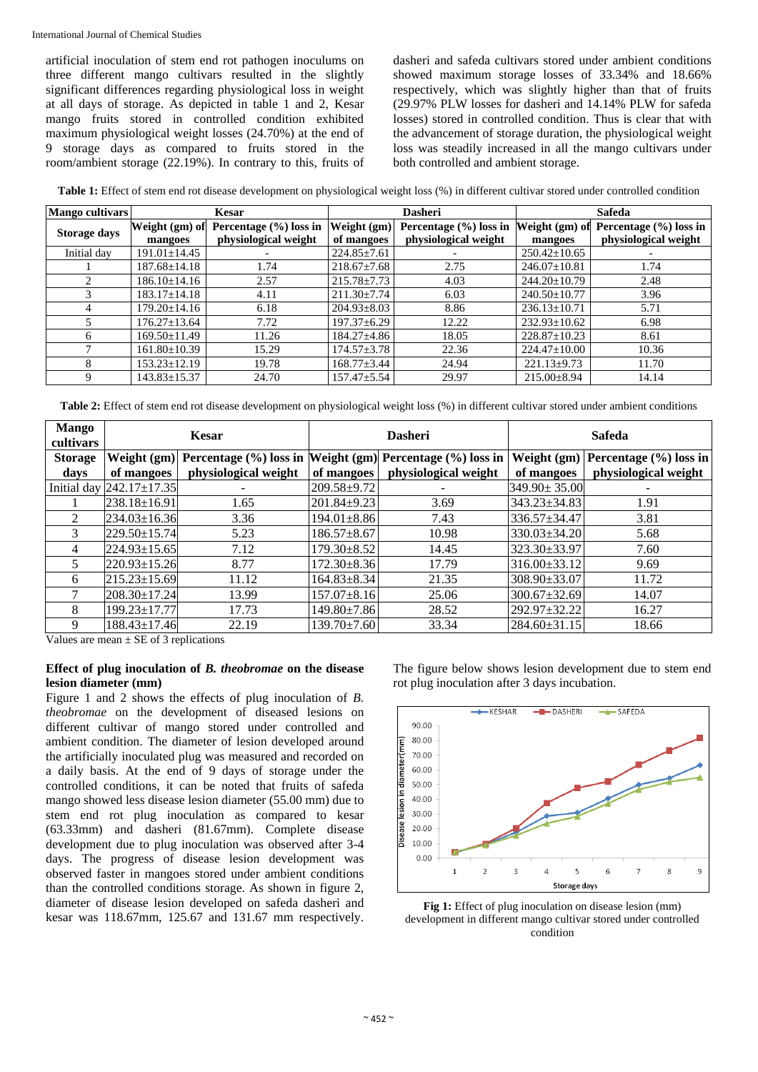artificial inoculation of stem end rot pathogen inoculums on three different mango cultivars resulted in the slightly significant differences regarding physiological loss in weight at all days of storage. As depicted in table 1 and 2, Kesar mango fruits stored in controlled condition exhibited maximum physiological weight losses (24.70%) at the end of 9 storage days as compared to fruits stored in the room/ambient storage (22.19%). In contrary to this, fruits of dasheri and safeda cultivars stored under ambient conditions showed maximum storage losses of 33.34% and 18.66% respectively, which was slightly higher than that of fruits (29.97% PLW losses for dasheri and 14.14% PLW for safeda losses) stored in controlled condition. Thus is clear that with the advancement of storage duration, the physiological weight loss was steadily increased in all the mango cultivars under both controlled and ambient storage.

**Table 1:** Effect of stem end rot disease development on physiological weight loss (%) in different cultivar stored under controlled condition

| Mango cultivars | Kesar | | Dasheri | | Safeda | |
|---|---|---|---|---|---|---|
| Storage days | Weight (gm) of mangoes | Percentage (%) loss in physiological weight | Weight (gm) of mangoes | Percentage (%) loss in physiological weight | Weight (gm) of mangoes | Percentage (%) loss in physiological weight |
| Initial day | 191.01±14.45 | - | 224.85±7.61 | - | 250.42±10.65 | - |
| 1 | 187.68±14.18 | 1.74 | 218.67±7.68 | 2.75 | 246.07±10.81 | 1.74 |
| 2 | 186.10±14.16 | 2.57 | 215.78±7.73 | 4.03 | 244.20±10.79 | 2.48 |
| 3 | 183.17±14.18 | 4.11 | 211.30±7.74 | 6.03 | 240.50±10.77 | 3.96 |
| 4 | 179.20±14.16 | 6.18 | 204.93±8.03 | 8.86 | 236.13±10.71 | 5.71 |
| 5 | 176.27±13.64 | 7.72 | 197.37±6.29 | 12.22 | 232.93±10.62 | 6.98 |
| 6 | 169.50±11.49 | 11.26 | 184.27±4.86 | 18.05 | 228.87±10.23 | 8.61 |
| 7 | 161.80±10.39 | 15.29 | 174.57±3.78 | 22.36 | 224.47±10.00 | 10.36 |
| 8 | 153.23±12.19 | 19.78 | 168.77±3.44 | 24.94 | 221.13±9.73 | 11.70 |
| 9 | 143.83±15.37 | 24.70 | 157.47±5.54 | 29.97 | 215.00±8.94 | 14.14 |

**Table 2:** Effect of stem end rot disease development on physiological weight loss (%) in different cultivar stored under ambient conditions

| Mango cultivars | Kesar | | Dasheri | | Safeda | |
|---|---|---|---|---|---|---|
| Storage days | Weight (gm) of mangoes | Percentage (%) loss in physiological weight | Weight (gm) of mangoes | Percentage (%) loss in physiological weight | Weight (gm) of mangoes | Percentage (%) loss in physiological weight |
| Initial day | 242.17±17.35 | - | 209.58±9.72 | - | 349.90± 35.00 | - |
| 1 | 238.18±16.91 | 1.65 | 201.84±9.23 | 3.69 | 343.23±34.83 | 1.91 |
| 2 | 234.03±16.36 | 3.36 | 194.01±8.86 | 7.43 | 336.57±34.47 | 3.81 |
| 3 | 229.50±15.74 | 5.23 | 186.57±8.67 | 10.98 | 330.03±34.20 | 5.68 |
| 4 | 224.93±15.65 | 7.12 | 179.30±8.52 | 14.45 | 323.30±33.97 | 7.60 |
| 5 | 220.93±15.26 | 8.77 | 172.30±8.36 | 17.79 | 316.00±33.12 | 9.69 |
| 6 | 215.23±15.69 | 11.12 | 164.83±8.34 | 21.35 | 308.90±33.07 | 11.72 |
| 7 | 208.30±17.24 | 13.99 | 157.07±8.16 | 25.06 | 300.67±32.69 | 14.07 |
| 8 | 199.23±17.77 | 17.73 | 149.80±7.86 | 28.52 | 292.97±32.22 | 16.27 |
| 9 | 188.43±17.46 | 22.19 | 139.70±7.60 | 33.34 | 284.60±31.15 | 18.66 |

Values are mean ± SE of 3 replications

### Effect of plug inoculation of *B. theobromae* on the disease lesion diameter (mm)

Figure 1 and 2 shows the effects of plug inoculation of *B. theobromae* on the development of diseased lesions on different cultivar of mango stored under controlled and ambient condition. The diameter of lesion developed around the artificially inoculated plug was measured and recorded on a daily basis. At the end of 9 days of storage under the controlled conditions, it can be noted that fruits of safeda mango showed less disease lesion diameter (55.00 mm) due to stem end rot plug inoculation as compared to kesar (63.33mm) and dasheri (81.67mm). Complete disease development due to plug inoculation was observed after 3-4 days. The progress of disease lesion development was observed faster in mangoes stored under ambient conditions than the controlled conditions storage. As shown in figure 2, diameter of disease lesion developed on safeda dasheri and kesar was 118.67mm, 125.67 and 131.67 mm respectively.

The figure below shows lesion development due to stem end rot plug inoculation after 3 days incubation.

**Fig 1:** Effect of plug inoculation on disease lesion (mm) development in different mango cultivar stored under controlled condition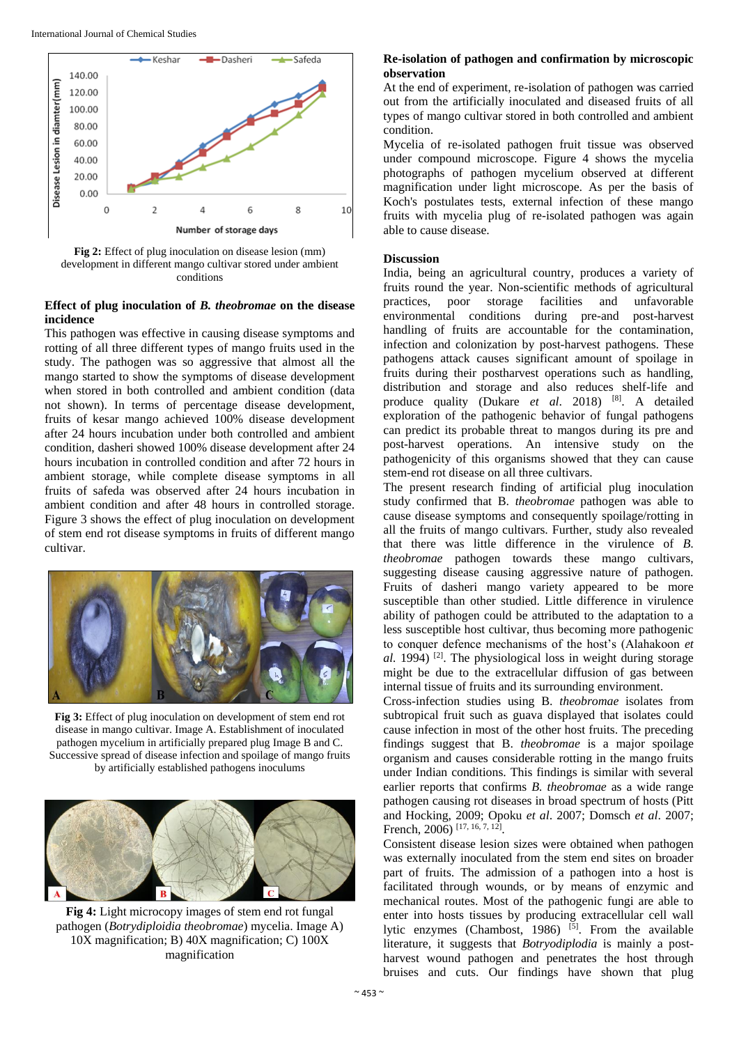Fig 2: Effect of plug inoculation on disease lesion (mm) development in different mango cultivar stored under ambient conditions

### Effect of plug inoculation of *B. theobromae* on the disease incidence

This pathogen was effective in causing disease symptoms and rotting of all three different types of mango fruits used in the study. The pathogen was so aggressive that almost all the mango started to show the symptoms of disease development when stored in both controlled and ambient condition (data not shown). In terms of percentage disease development, fruits of kesar mango achieved 100% disease development after 24 hours incubation under both controlled and ambient condition, dasheri showed 100% disease development after 24 hours incubation in controlled condition and after 72 hours in ambient storage, while complete disease symptoms in all fruits of safeda was observed after 24 hours incubation in ambient condition and after 48 hours in controlled storage. Figure 3 shows the effect of plug inoculation on development of stem end rot disease symptoms in fruits of different mango cultivar.

**Fig 3:** Effect of plug inoculation on development of stem end rot disease in mango cultivar. Image A. Establishment of inoculated pathogen mycelium in artificially prepared plug Image B and C. Successive spread of disease infection and spoilage of mango fruits by artificially established pathogens inoculums

**Fig 4:** Light microcopy images of stem end rot fungal pathogen (*Botrydiploidia theobromae*) mycelia. Image A) 10X magnification; B) 40X magnification; C) 100X magnification

### Re-isolation of pathogen and confirmation by microscopic observation

At the end of experiment, re-isolation of pathogen was carried out from the artificially inoculated and diseased fruits of all types of mango cultivar stored in both controlled and ambient condition.

Mycelia of re-isolated pathogen fruit tissue was observed under compound microscope. Figure 4 shows the mycelia photographs of pathogen mycelium observed at different magnification under light microscope. As per the basis of Koch's postulates tests, external infection of these mango fruits with mycelia plug of re-isolated pathogen was again able to cause disease.

### Discussion

India, being an agricultural country, produces a variety of fruits round the year. Non-scientific methods of agricultural practices, poor storage facilities and unfavorable environmental conditions during pre-and post-harvest handling of fruits are accountable for the contamination, infection and colonization by post-harvest pathogens. These pathogens attack causes significant amount of spoilage in fruits during their postharvest operations such as handling, distribution and storage and also reduces shelf-life and produce quality (Dukare *et al.* 2018) [8]. A detailed exploration of the pathogenic behavior of fungal pathogens can predict its probable threat to mangos during its pre and post-harvest operations. An intensive study on the pathogenicity of this organisms showed that they can cause stem-end rot disease on all three cultivars.

The present research finding of artificial plug inoculation study confirmed that B. *theobromae* pathogen was able to cause disease symptoms and consequently spoilage/rotting in all the fruits of mango cultivars. Further, study also revealed that there was little difference in the virulence of *B. theobromae* pathogen towards these mango cultivars, suggesting disease causing aggressive nature of pathogen. Fruits of dasheri mango variety appeared to be more susceptible than other studied. Little difference in virulence ability of pathogen could be attributed to the adaptation to a less susceptible host cultivar, thus becoming more pathogenic to conquer defence mechanisms of the host's (Alahakoon *et al.* 1994) [2]. The physiological loss in weight during storage might be due to the extracellular diffusion of gas between internal tissue of fruits and its surrounding environment.

Cross-infection studies using B. *theobromae* isolates from subtropical fruit such as guava displayed that isolates could cause infection in most of the other host fruits. The preceding findings suggest that B. *theobromae* is a major spoilage organism and causes considerable rotting in the mango fruits under Indian conditions. This findings is similar with several earlier reports that confirms *B. theobromae* as a wide range pathogen causing rot diseases in broad spectrum of hosts (Pitt and Hocking, 2009; Opoku *et al*. 2007; Domsch *et al*. 2007; French, 2006) [17, 16, 7, 12].

Consistent disease lesion sizes were obtained when pathogen was externally inoculated from the stem end sites on broader part of fruits. The admission of a pathogen into a host is facilitated through wounds, or by means of enzymic and mechanical routes. Most of the pathogenic fungi are able to enter into hosts tissues by producing extracellular cell wall lytic enzymes (Chambost, 1986) [5]. From the available literature, it suggests that *Botryodiplodia* is mainly a post-harvest wound pathogen and penetrates the host through bruises and cuts. Our findings have shown that plug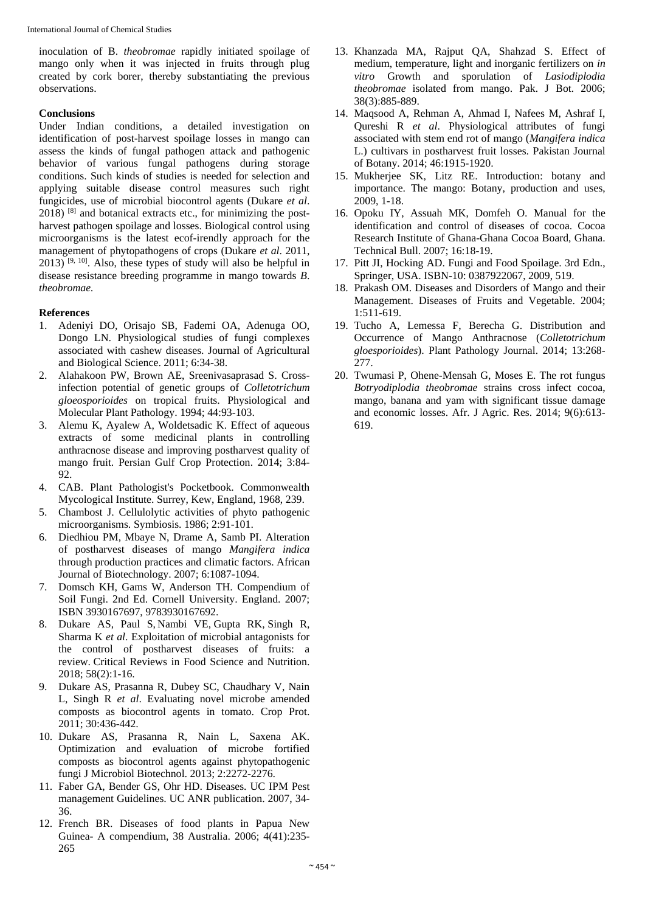inoculation of B. *theobromae* rapidly initiated spoilage of mango only when it was injected in fruits through plug created by cork borer, thereby substantiating the previous observations.

## Conclusions

Under Indian conditions, a detailed investigation on identification of post-harvest spoilage losses in mango can assess the kinds of fungal pathogen attack and pathogenic behavior of various fungal pathogens during storage conditions. Such kinds of studies is needed for selection and applying suitable disease control measures such right fungicides, use of microbial biocontrol agents (Dukare *et al*. 2018) [8] and botanical extracts etc., for minimizing the post-harvest pathogen spoilage and losses. Biological control using microorganisms is the latest ecof-irendly approach for the management of phytopathogens of crops (Dukare *et al*. 2011, 2013) [9, 10]. Also, these types of study will also be helpful in disease resistance breeding programme in mango towards *B. theobromae.*

## References

1. Adeniyi DO, Orisajo SB, Fademi OA, Adenuga OO, Dongo LN. Physiological studies of fungi complexes associated with cashew diseases. Journal of Agricultural and Biological Science. 2011; 6:34-38.
2. Alahakoon PW, Brown AE, Sreenivasaprasad S. Cross-infection potential of genetic groups of *Colletotrichum gloeosporioides* on tropical fruits. Physiological and Molecular Plant Pathology. 1994; 44:93-103.
3. Alemu K, Ayalew A, Woldetsadic K. Effect of aqueous extracts of some medicinal plants in controlling anthracnose disease and improving postharvest quality of mango fruit. Persian Gulf Crop Protection. 2014; 3:84-92.
4. CAB. Plant Pathologist's Pocketbook. Commonwealth Mycological Institute. Surrey, Kew, England, 1968, 239.
5. Chambost J. Cellulolytic activities of phyto pathogenic microorganisms. Symbiosis. 1986; 2:91-101.
6. Diedhiou PM, Mbaye N, Drame A, Samb PI. Alteration of postharvest diseases of mango *Mangifera indica* through production practices and climatic factors. African Journal of Biotechnology. 2007; 6:1087-1094.
7. Domsch KH, Gams W, Anderson TH. Compendium of Soil Fungi. 2nd Ed. Cornell University. England. 2007; ISBN 3930167697, 9783930167692.
8. Dukare AS, Paul S, Nambi VE, Gupta RK, Singh R, Sharma K *et al*. Exploitation of microbial antagonists for the control of postharvest diseases of fruits: a review. Critical Reviews in Food Science and Nutrition. 2018; 58(2):1-16.
9. Dukare AS, Prasanna R, Dubey SC, Chaudhary V, Nain L, Singh R *et al*. Evaluating novel microbe amended composts as biocontrol agents in tomato. Crop Prot. 2011; 30:436-442.
10. Dukare AS, Prasanna R, Nain L, Saxena AK. Optimization and evaluation of microbe fortified composts as biocontrol agents against phytopathogenic fungi J Microbiol Biotechnol. 2013; 2:2272-2276.
11. Faber GA, Bender GS, Ohr HD. Diseases. UC IPM Pest management Guidelines. UC ANR publication. 2007, 34-36.
12. French BR. Diseases of food plants in Papua New Guinea- A compendium, 38 Australia. 2006; 4(41):235-265
13. Khanzada MA, Rajput QA, Shahzad S. Effect of medium, temperature, light and inorganic fertilizers on *in vitro* Growth and sporulation of *Lasiodiplodia theobromae* isolated from mango. Pak. J Bot. 2006; 38(3):885-889.
14. Maqsood A, Rehman A, Ahmad I, Nafees M, Ashraf I, Qureshi R *et al*. Physiological attributes of fungi associated with stem end rot of mango (*Mangifera indica* L.) cultivars in postharvest fruit losses. Pakistan Journal of Botany. 2014; 46:1915-1920.
15. Mukherjee SK, Litz RE. Introduction: botany and importance. The mango: Botany, production and uses, 2009, 1-18.
16. Opoku IY, Assuah MK, Domfeh O. Manual for the identification and control of diseases of cocoa. Cocoa Research Institute of Ghana-Ghana Cocoa Board, Ghana. Technical Bull. 2007; 16:18-19.
17. Pitt JI, Hocking AD. Fungi and Food Spoilage. 3rd Edn., Springer, USA. ISBN-10: 0387922067, 2009, 519.
18. Prakash OM. Diseases and Disorders of Mango and their Management. Diseases of Fruits and Vegetable. 2004; 1:511-619.
19. Tucho A, Lemessa F, Berecha G. Distribution and Occurrence of Mango Anthracnose (*Colletotrichum gloesporioides*). Plant Pathology Journal. 2014; 13:268-277.
20. Twumasi P, Ohene-Mensah G, Moses E. The rot fungus *Botryodiplodia theobromae* strains cross infect cocoa, mango, banana and yam with significant tissue damage and economic losses. Afr. J Agric. Res. 2014; 9(6):613-619.